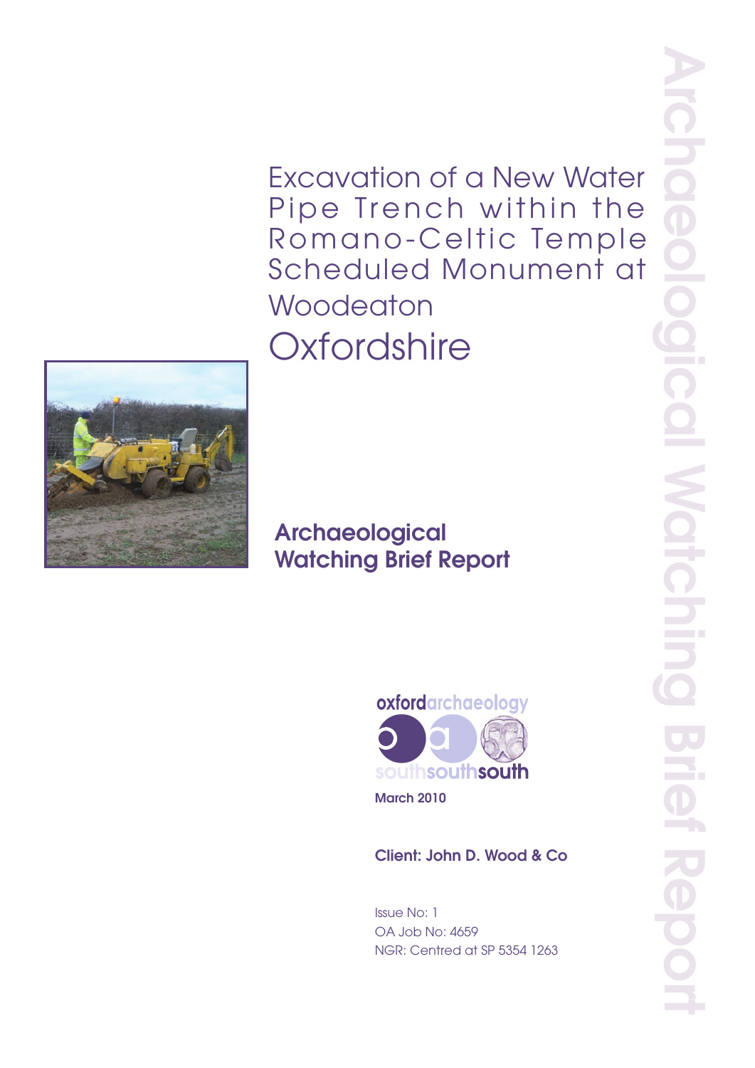# Excavation of a New Water Pipe Trench within the Romano-Celtic Temple Scheduled Monument at Woodeaton Oxfordshire

## Archaeological Watching Brief Report

oxfordarchaeology
southsouthsouth

March 2010

**Client: John D. Wood & Co**

Issue No: 1
OA Job No: 4659
NGR: Centred at SP 5354 1263

Archaeological Watching Brief Report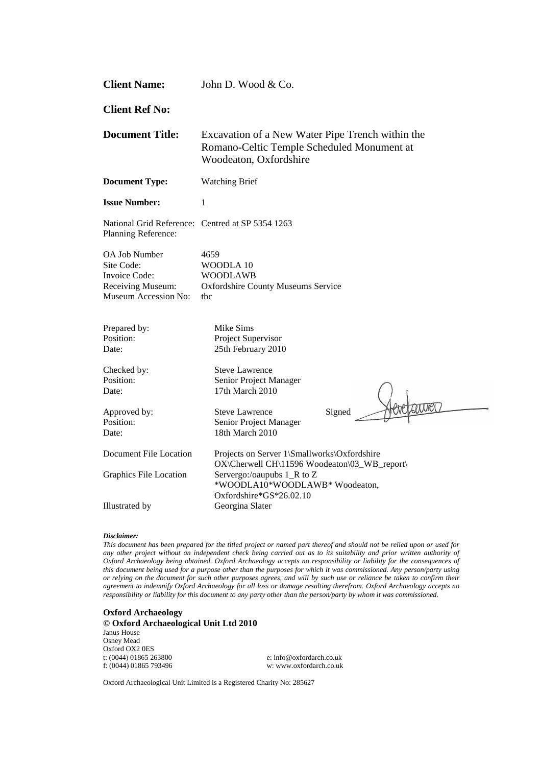| | |
|---|---|
| **Client Name:** | John D. Wood & Co. |
| **Client Ref No:** | |
| **Document Title:** | Excavation of a New Water Pipe Trench within the Romano-Celtic Temple Scheduled Monument at Woodeaton, Oxfordshire |
| **Document Type:** | Watching Brief |
| **Issue Number:** | 1 |
| National Grid Reference: | Centred at SP 5354 1263 |
| Planning Reference: | |
| OA Job Number | 4659 |
| Site Code: | WOODLA 10 |
| Invoice Code: | WOODLAWB |
| Receiving Museum: | Oxfordshire County Museums Service |
| Museum Accession No: | tbc |

| | |
|---|---|
| Prepared by: | Mike Sims |
| Position: | Project Supervisor |
| Date: | 25th February 2010 |
| Checked by: | Steve Lawrence |
| Position: | Senior Project Manager |
| Date: | 17th March 2010 |
| Approved by: | Steve Lawrence Signed |
| Position: | Senior Project Manager |
| Date: | 18th March 2010 |
| Document File Location | Projects on Server 1\Smallworks\Oxfordshire OX\Cherwell CH\11596 Woodeaton\03_WB_report\ |
| Graphics File Location | Servergo:/oaupubs 1_R to Z *WOODLA10*WOODLAWB* Woodeaton, Oxfordshire*GS*26.02.10 |
| Illustrated by | Georgina Slater |

***Disclaimer:***
*This document has been prepared for the titled project or named part thereof and should not be relied upon or used for any other project without an independent check being carried out as to its suitability and prior written authority of Oxford Archaeology being obtained. Oxford Archaeology accepts no responsibility or liability for the consequences of this document being used for a purpose other than the purposes for which it was commissioned. Any person/party using or relying on the document for such other purposes agrees, and will by such use or reliance be taken to confirm their agreement to indemnify Oxford Archaeology for all loss or damage resulting therefrom. Oxford Archaeology accepts no responsibility or liability for this document to any party other than the person/party by whom it was commissioned.*

**Oxford Archaeology**
**© Oxford Archaeological Unit Ltd 2010**
Janus House
Osney Mead
Oxford OX2 0ES
t: (0044) 01865 263800
f: (0044) 01865 793496
e: info@oxfordarch.co.uk
w: www.oxfordarch.co.uk

Oxford Archaeological Unit Limited is a Registered Charity No: 285627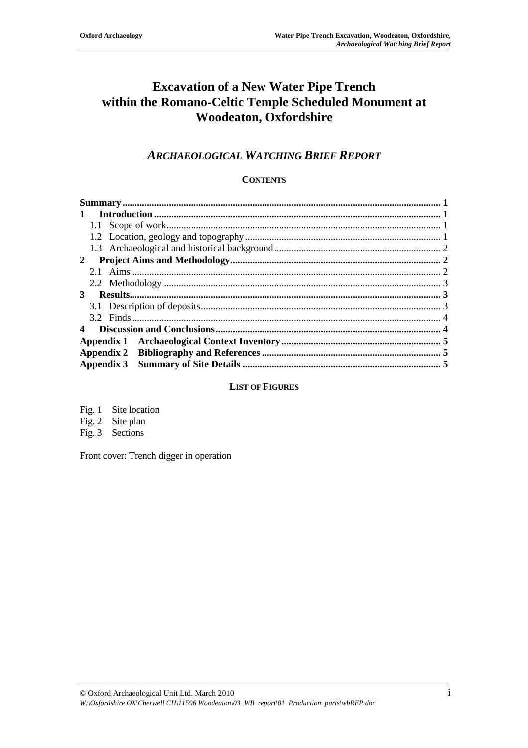# Excavation of a New Water Pipe Trench within the Romano-Celtic Temple Scheduled Monument at Woodeaton, Oxfordshire

## *Archaeological Watching Brief Report*

### Contents

| | |
|---|---|
| **Summary** | **1** |
| **1 Introduction** | **1** |
| 1.1 Scope of work | 1 |
| 1.2 Location, geology and topography | 1 |
| 1.3 Archaeological and historical background | 2 |
| **2 Project Aims and Methodology** | **2** |
| 2.1 Aims | 2 |
| 2.2 Methodology | 3 |
| **3 Results** | **3** |
| 3.1 Description of deposits | 3 |
| 3.2 Finds | 4 |
| **4 Discussion and Conclusions** | **4** |
| **Appendix 1 Archaeological Context Inventory** | **5** |
| **Appendix 2 Bibliography and References** | **5** |
| **Appendix 3 Summary of Site Details** | **5** |

### List of Figures

Fig. 1 Site location
Fig. 2 Site plan
Fig. 3 Sections

Front cover: Trench digger in operation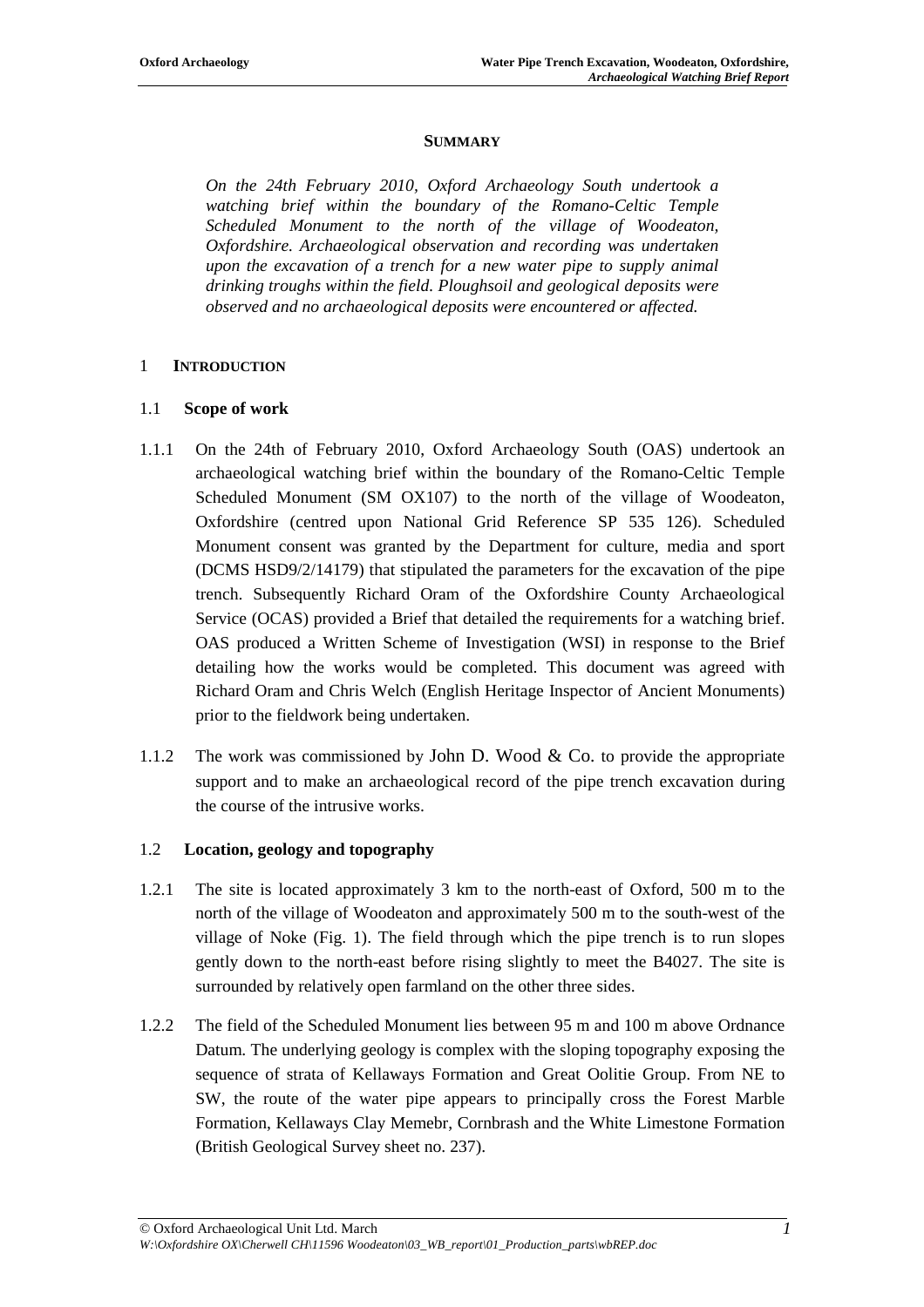## SUMMARY

*On the 24th February 2010, Oxford Archaeology South undertook a watching brief within the boundary of the Romano-Celtic Temple Scheduled Monument to the north of the village of Woodeaton, Oxfordshire. Archaeological observation and recording was undertaken upon the excavation of a trench for a new water pipe to supply animal drinking troughs within the field. Ploughsoil and geological deposits were observed and no archaeological deposits were encountered or affected.*

## 1 INTRODUCTION

### 1.1 Scope of work

1.1.1 On the 24th of February 2010, Oxford Archaeology South (OAS) undertook an archaeological watching brief within the boundary of the Romano-Celtic Temple Scheduled Monument (SM OX107) to the north of the village of Woodeaton, Oxfordshire (centred upon National Grid Reference SP 535 126). Scheduled Monument consent was granted by the Department for culture, media and sport (DCMS HSD9/2/14179) that stipulated the parameters for the excavation of the pipe trench. Subsequently Richard Oram of the Oxfordshire County Archaeological Service (OCAS) provided a Brief that detailed the requirements for a watching brief. OAS produced a Written Scheme of Investigation (WSI) in response to the Brief detailing how the works would be completed. This document was agreed with Richard Oram and Chris Welch (English Heritage Inspector of Ancient Monuments) prior to the fieldwork being undertaken.

1.1.2 The work was commissioned by John D. Wood & Co. to provide the appropriate support and to make an archaeological record of the pipe trench excavation during the course of the intrusive works.

### 1.2 Location, geology and topography

1.2.1 The site is located approximately 3 km to the north-east of Oxford, 500 m to the north of the village of Woodeaton and approximately 500 m to the south-west of the village of Noke (Fig. 1). The field through which the pipe trench is to run slopes gently down to the north-east before rising slightly to meet the B4027. The site is surrounded by relatively open farmland on the other three sides.

1.2.2 The field of the Scheduled Monument lies between 95 m and 100 m above Ordnance Datum. The underlying geology is complex with the sloping topography exposing the sequence of strata of Kellaways Formation and Great Oolitie Group. From NE to SW, the route of the water pipe appears to principally cross the Forest Marble Formation, Kellaways Clay Memebr, Cornbrash and the White Limestone Formation (British Geological Survey sheet no. 237).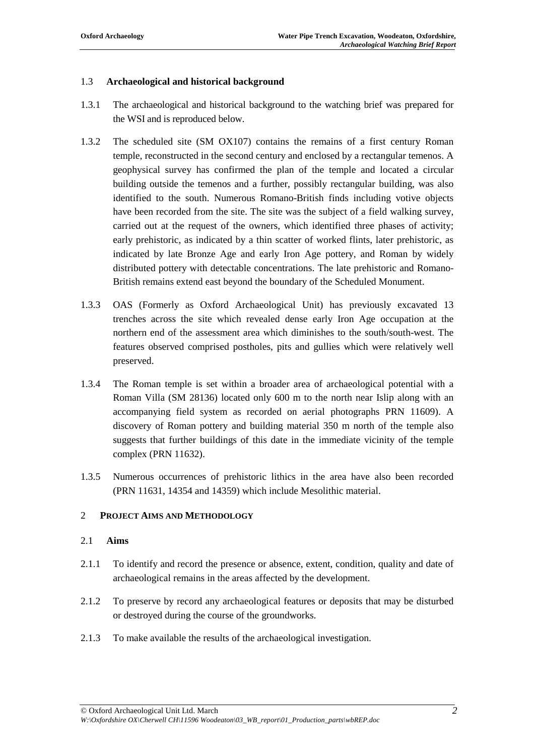### 1.3 Archaeological and historical background

1.3.1 The archaeological and historical background to the watching brief was prepared for the WSI and is reproduced below.

1.3.2 The scheduled site (SM OX107) contains the remains of a first century Roman temple, reconstructed in the second century and enclosed by a rectangular temenos. A geophysical survey has confirmed the plan of the temple and located a circular building outside the temenos and a further, possibly rectangular building, was also identified to the south. Numerous Romano-British finds including votive objects have been recorded from the site. The site was the subject of a field walking survey, carried out at the request of the owners, which identified three phases of activity; early prehistoric, as indicated by a thin scatter of worked flints, later prehistoric, as indicated by late Bronze Age and early Iron Age pottery, and Roman by widely distributed pottery with detectable concentrations. The late prehistoric and Romano-British remains extend east beyond the boundary of the Scheduled Monument.

1.3.3 OAS (Formerly as Oxford Archaeological Unit) has previously excavated 13 trenches across the site which revealed dense early Iron Age occupation at the northern end of the assessment area which diminishes to the south/south-west. The features observed comprised postholes, pits and gullies which were relatively well preserved.

1.3.4 The Roman temple is set within a broader area of archaeological potential with a Roman Villa (SM 28136) located only 600 m to the north near Islip along with an accompanying field system as recorded on aerial photographs PRN 11609). A discovery of Roman pottery and building material 350 m north of the temple also suggests that further buildings of this date in the immediate vicinity of the temple complex (PRN 11632).

1.3.5 Numerous occurrences of prehistoric lithics in the area have also been recorded (PRN 11631, 14354 and 14359) which include Mesolithic material.

## 2 Project Aims and Methodology

### 2.1 Aims

2.1.1 To identify and record the presence or absence, extent, condition, quality and date of archaeological remains in the areas affected by the development.

2.1.2 To preserve by record any archaeological features or deposits that may be disturbed or destroyed during the course of the groundworks.

2.1.3 To make available the results of the archaeological investigation.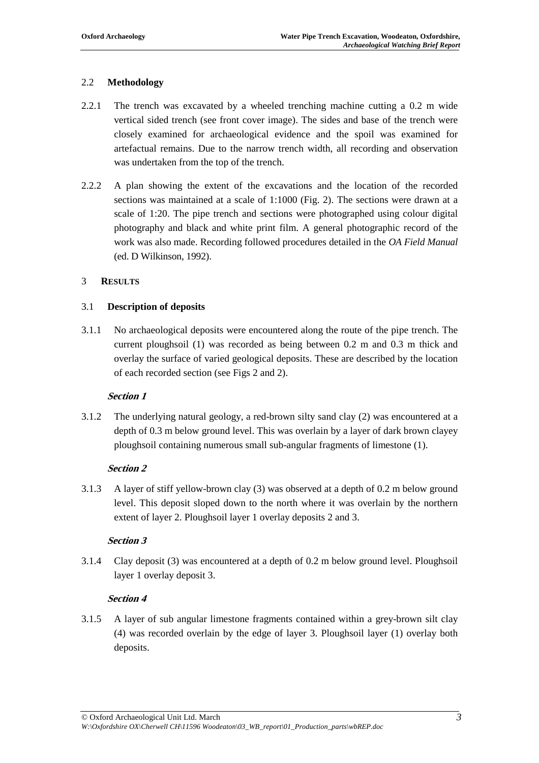## 2.2 Methodology

2.2.1 The trench was excavated by a wheeled trenching machine cutting a 0.2 m wide vertical sided trench (see front cover image). The sides and base of the trench were closely examined for archaeological evidence and the spoil was examined for artefactual remains. Due to the narrow trench width, all recording and observation was undertaken from the top of the trench.

2.2.2 A plan showing the extent of the excavations and the location of the recorded sections was maintained at a scale of 1:1000 (Fig. 2). The sections were drawn at a scale of 1:20. The pipe trench and sections were photographed using colour digital photography and black and white print film. A general photographic record of the work was also made. Recording followed procedures detailed in the *OA Field Manual* (ed. D Wilkinson, 1992).

# 3 RESULTS

## 3.1 Description of deposits

3.1.1 No archaeological deposits were encountered along the route of the pipe trench. The current ploughsoil (1) was recorded as being between 0.2 m and 0.3 m thick and overlay the surface of varied geological deposits. These are described by the location of each recorded section (see Figs 2 and 2).

***Section 1***

3.1.2 The underlying natural geology, a red-brown silty sand clay (2) was encountered at a depth of 0.3 m below ground level. This was overlain by a layer of dark brown clayey ploughsoil containing numerous small sub-angular fragments of limestone (1).

***Section 2***

3.1.3 A layer of stiff yellow-brown clay (3) was observed at a depth of 0.2 m below ground level. This deposit sloped down to the north where it was overlain by the northern extent of layer 2. Ploughsoil layer 1 overlay deposits 2 and 3.

***Section 3***

3.1.4 Clay deposit (3) was encountered at a depth of 0.2 m below ground level. Ploughsoil layer 1 overlay deposit 3.

***Section 4***

3.1.5 A layer of sub angular limestone fragments contained within a grey-brown silt clay (4) was recorded overlain by the edge of layer 3. Ploughsoil layer (1) overlay both deposits.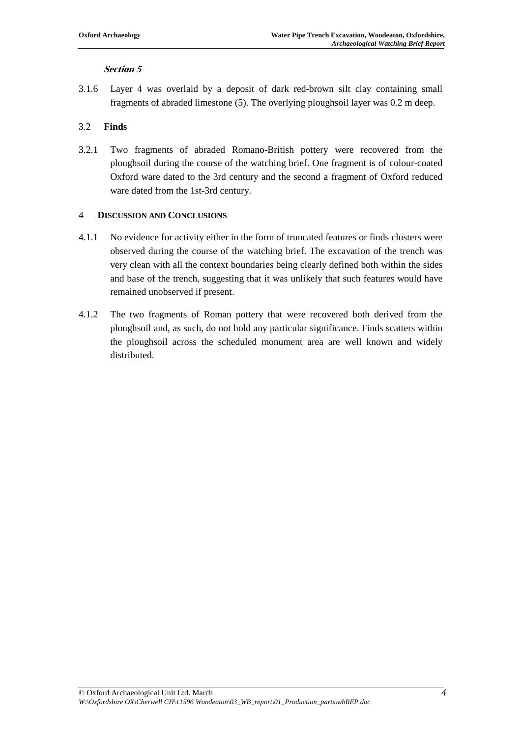***Section 5***

3.1.6 Layer 4 was overlaid by a deposit of dark red-brown silt clay containing small fragments of abraded limestone (5). The overlying ploughsoil layer was 0.2 m deep.

### 3.2 Finds

3.2.1 Two fragments of abraded Romano-British pottery were recovered from the ploughsoil during the course of the watching brief. One fragment is of colour-coated Oxford ware dated to the 3rd century and the second a fragment of Oxford reduced ware dated from the 1st-3rd century.

## 4 DISCUSSION AND CONCLUSIONS

4.1.1 No evidence for activity either in the form of truncated features or finds clusters were observed during the course of the watching brief. The excavation of the trench was very clean with all the context boundaries being clearly defined both within the sides and base of the trench, suggesting that it was unlikely that such features would have remained unobserved if present.

4.1.2 The two fragments of Roman pottery that were recovered both derived from the ploughsoil and, as such, do not hold any particular significance. Finds scatters within the ploughsoil across the scheduled monument area are well known and widely distributed.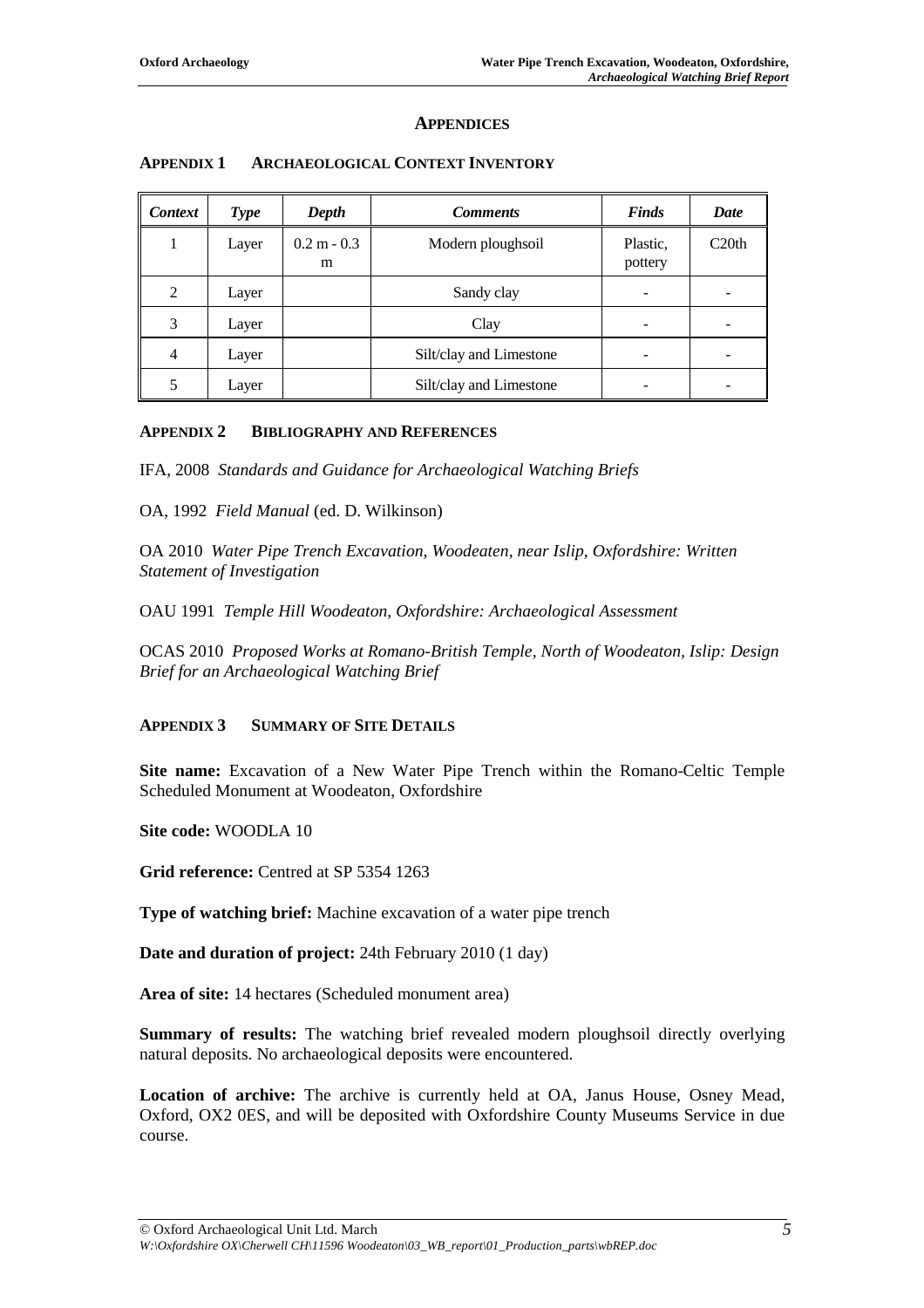# APPENDICES

## APPENDIX 1 ARCHAEOLOGICAL CONTEXT INVENTORY

| *Context* | *Type* | *Depth* | *Comments* | *Finds* | *Date* |
|---|---|---|---|---|---|
| 1 | Layer | 0.2 m - 0.3 m | Modern ploughsoil | Plastic, pottery | C20th |
| 2 | Layer | | Sandy clay | - | - |
| 3 | Layer | | Clay | - | - |
| 4 | Layer | | Silt/clay and Limestone | - | - |
| 5 | Layer | | Silt/clay and Limestone | - | - |

## APPENDIX 2 BIBLIOGRAPHY AND REFERENCES

IFA, 2008 *Standards and Guidance for Archaeological Watching Briefs*

OA, 1992 *Field Manual* (ed. D. Wilkinson)

OA 2010 *Water Pipe Trench Excavation, Woodeaten, near Islip, Oxfordshire: Written Statement of Investigation*

OAU 1991 *Temple Hill Woodeaton, Oxfordshire: Archaeological Assessment*

OCAS 2010 *Proposed Works at Romano-British Temple, North of Woodeaton, Islip: Design Brief for an Archaeological Watching Brief*

## APPENDIX 3 SUMMARY OF SITE DETAILS

**Site name:** Excavation of a New Water Pipe Trench within the Romano-Celtic Temple Scheduled Monument at Woodeaton, Oxfordshire

**Site code:** WOODLA 10

**Grid reference:** Centred at SP 5354 1263

**Type of watching brief:** Machine excavation of a water pipe trench

**Date and duration of project:** 24th February 2010 (1 day)

**Area of site:** 14 hectares (Scheduled monument area)

**Summary of results:** The watching brief revealed modern ploughsoil directly overlying natural deposits. No archaeological deposits were encountered.

**Location of archive:** The archive is currently held at OA, Janus House, Osney Mead, Oxford, OX2 0ES, and will be deposited with Oxfordshire County Museums Service in due course.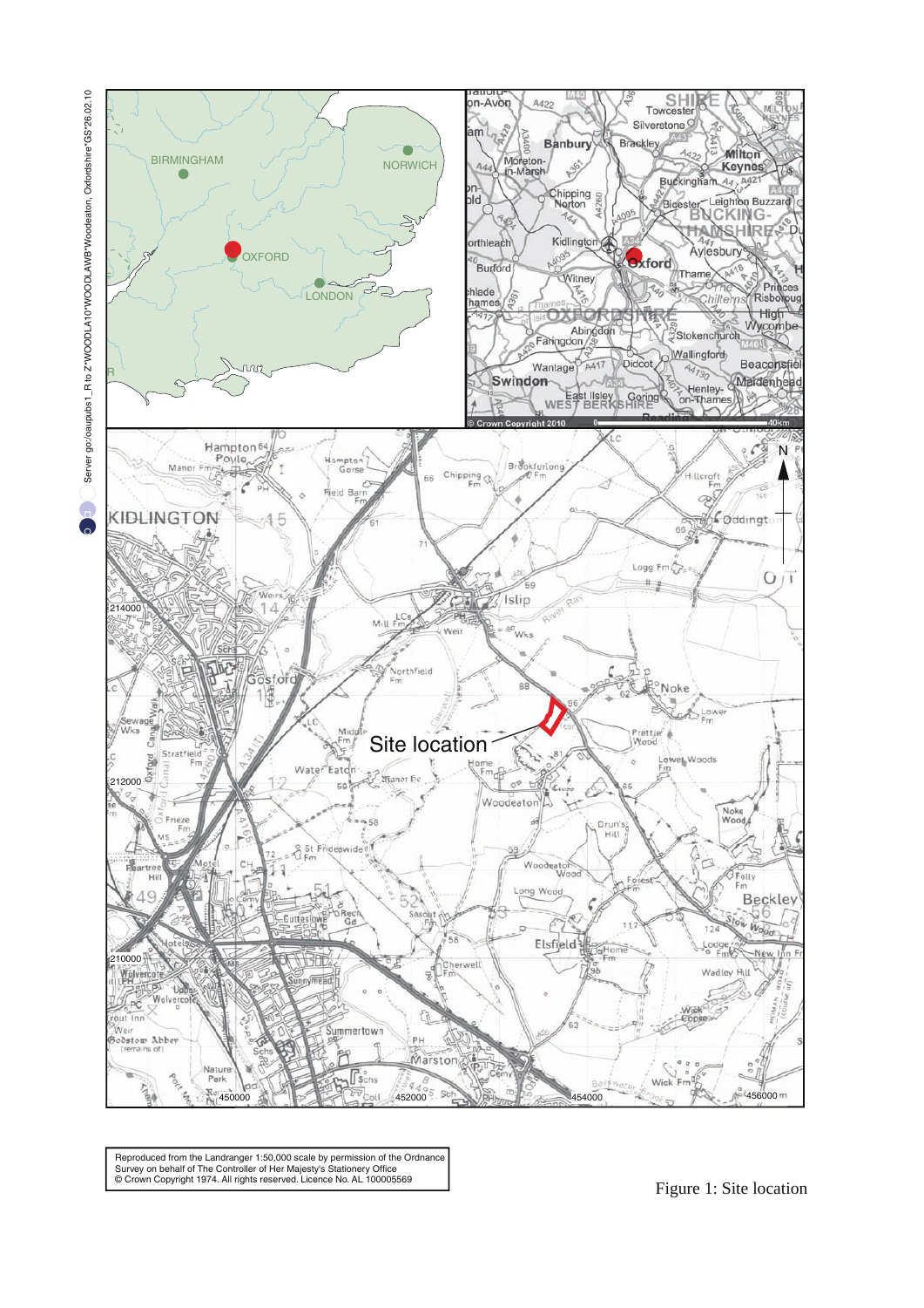Reproduced from the Landranger 1:50,000 scale by permission of the Ordnance Survey on behalf of The Controller of Her Majesty's Stationery Office
© Crown Copyright 1974. All rights reserved. Licence No. AL 100005569

Figure 1: Site location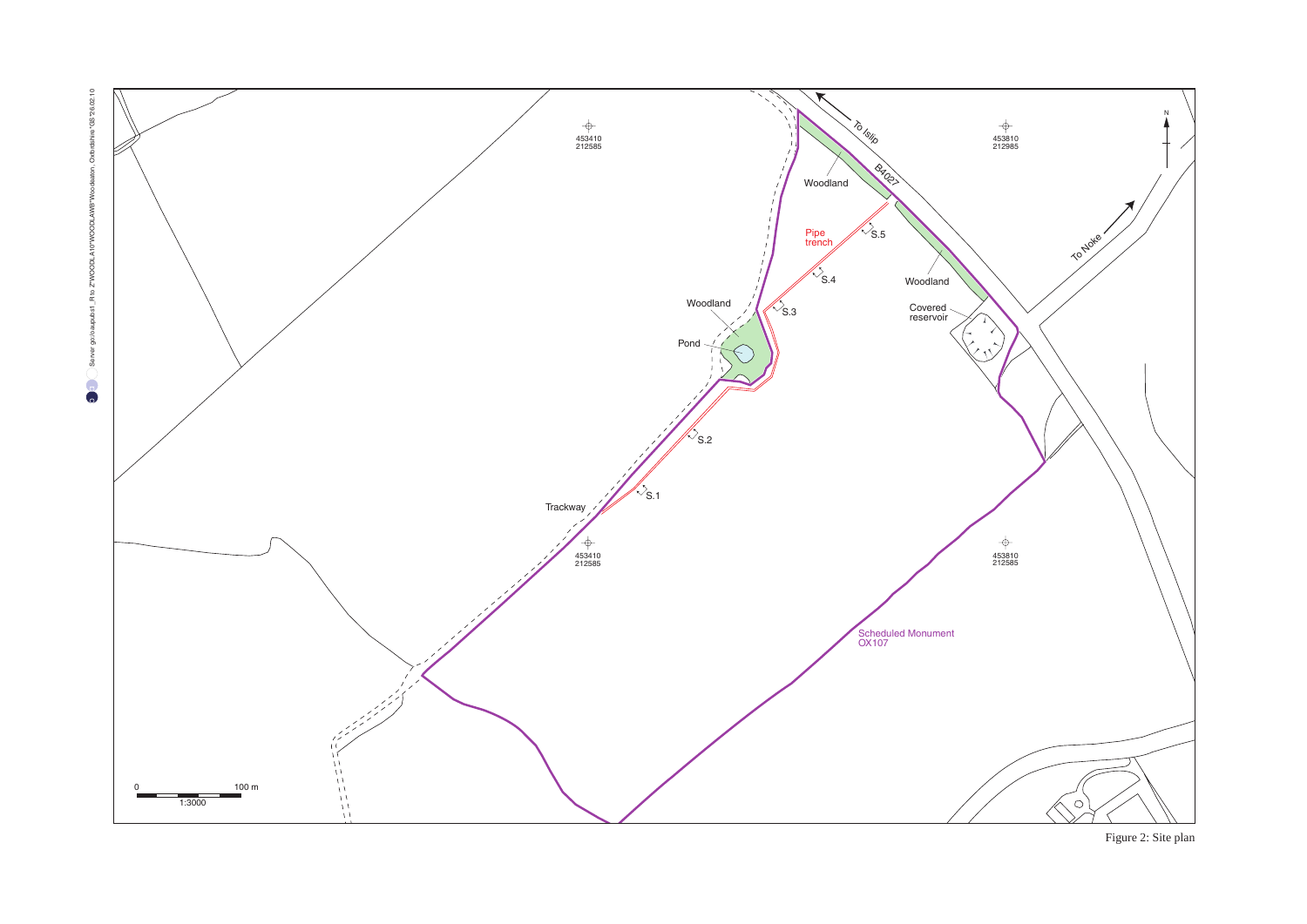Figure 2: Site plan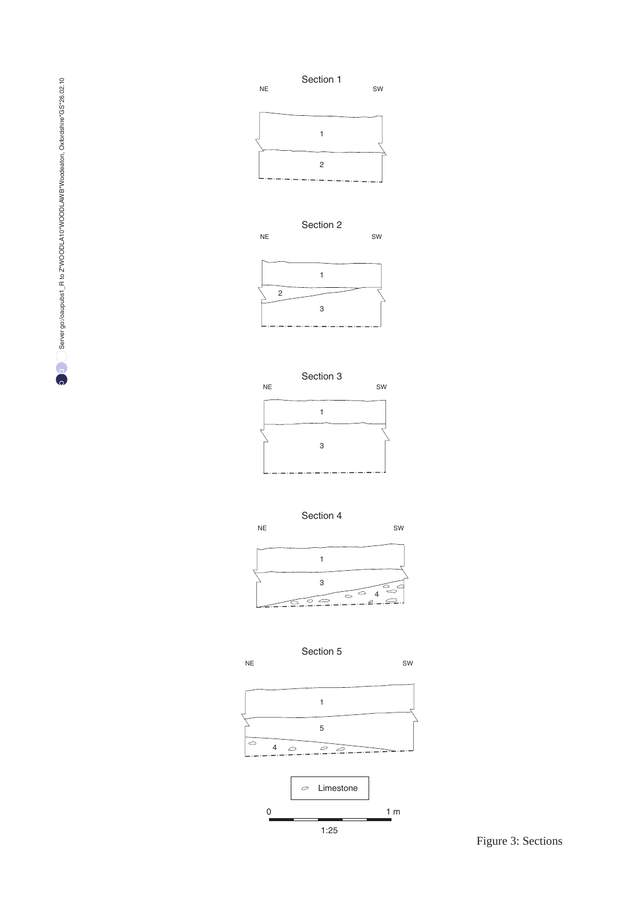Figure 3: Sections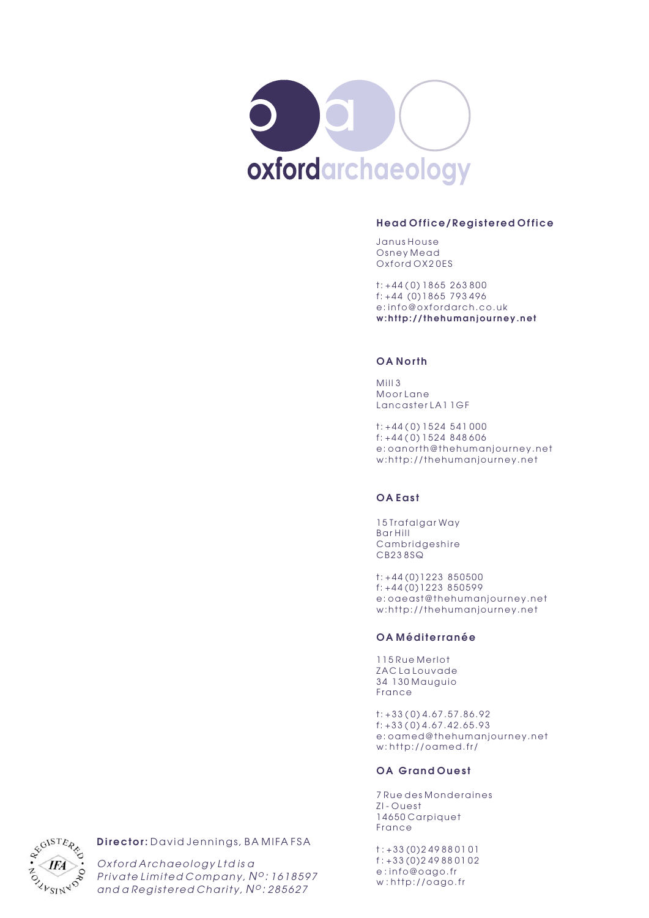oxfordarchaeology

**Head Office/Registered Office**

Janus House
Osney Mead
Oxford OX2 0ES

t: +44 (0) 1865 263 800
f: +44 (0)1865 793 496
e: info@oxfordarch.co.uk
**w:http://thehumanjourney.net**

**OA North**

Mill 3
Moor Lane
Lancaster LA1 1GF

t: +44 (0) 1524 541 000
f: +44 (0) 1524 848 606
e: oanorth@thehumanjourney.net
w:http://thehumanjourney.net

**OA East**

15 Trafalgar Way
Bar Hill
Cambridgeshire
CB23 8SQ

t: +44 (0)1223 850500
f: +44 (0)1223 850599
e: oaeast@thehumanjourney.net
w:http://thehumanjourney.net

**OA Méditerranée**

115 Rue Merlot
ZAC La Louvade
34 130 Mauguio
France

t: +33 (0) 4.67.57.86.92
f: +33 (0) 4.67.42.65.93
e: oamed@thehumanjourney.net
w: http://oamed.fr/

**OA Grand Ouest**

7 Rue des Monderaines
ZI - Ouest
14650 Carpiquet
France

t: +33 (0)2 49 88 01 01
f: +33 (0)2 49 88 01 02
e: info@oago.fr
w: http://oago.fr

REGISTERED ORGANISATION IFA

**Director:** David Jennings, BA MIFA FSA

*Oxford Archaeology Ltd is a Private Limited Company, N<sup>o</sup>: 1618597 and a Registered Charity, N<sup>o</sup>: 285627*